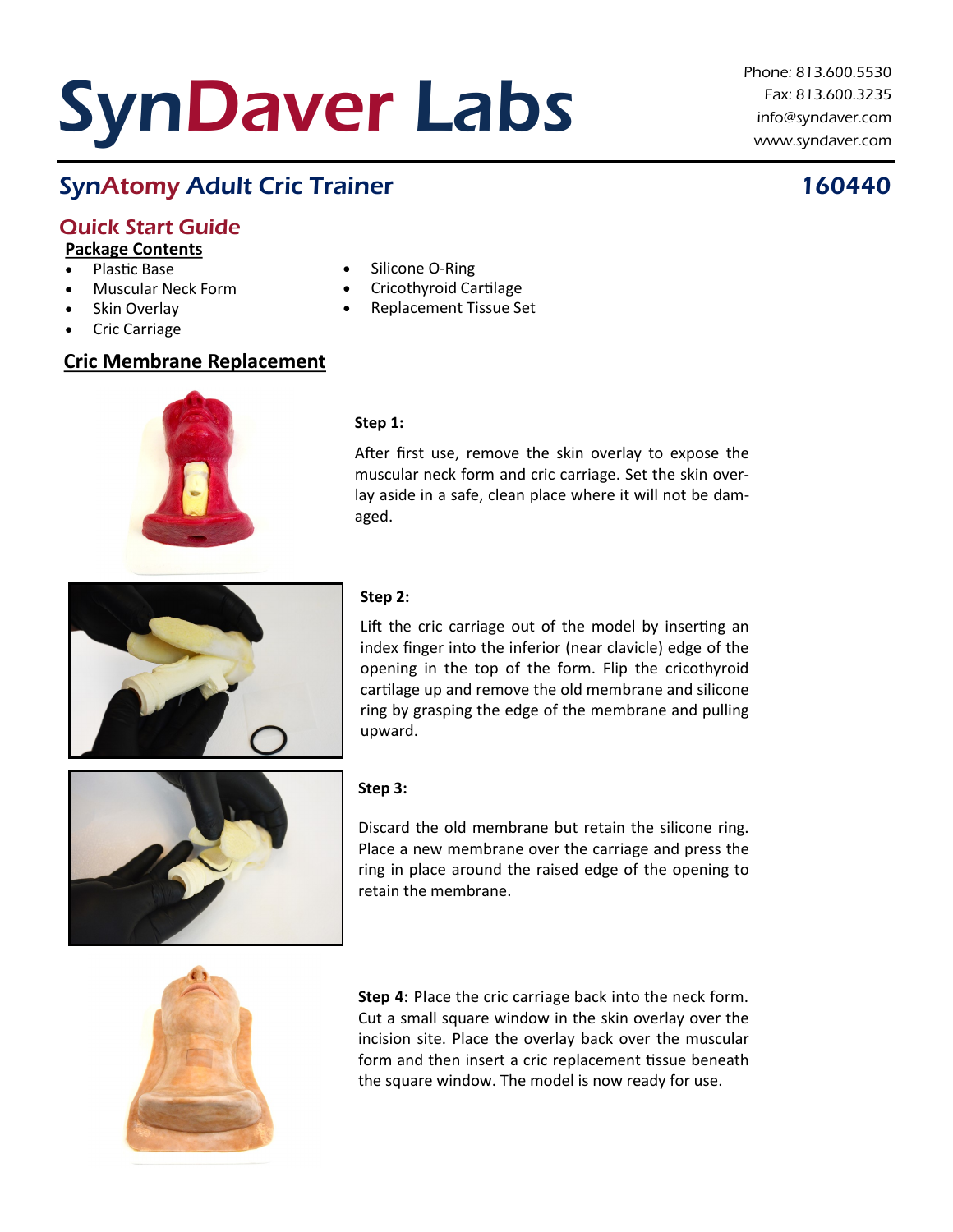# SynDaver Labs

Phone: 813.600.5530
Fax: 813.600.3235
info@syndaver.com
www.syndaver.com

## SynAtomy Adult Cric Trainer 160440

### Quick Start Guide

**Package Contents**

- Plastic Base
- Muscular Neck Form
- Skin Overlay
- Cric Carriage
- Silicone O-Ring
- Cricothyroid Cartilage
- Replacement Tissue Set

### Cric Membrane Replacement

**Step 1:**

After first use, remove the skin overlay to expose the muscular neck form and cric carriage. Set the skin overlay aside in a safe, clean place where it will not be damaged.

**Step 2:**

Lift the cric carriage out of the model by inserting an index finger into the inferior (near clavicle) edge of the opening in the top of the form. Flip the cricothyroid cartilage up and remove the old membrane and silicone ring by grasping the edge of the membrane and pulling upward.

**Step 3:**

Discard the old membrane but retain the silicone ring. Place a new membrane over the carriage and press the ring in place around the raised edge of the opening to retain the membrane.

**Step 4:** Place the cric carriage back into the neck form. Cut a small square window in the skin overlay over the incision site. Place the overlay back over the muscular form and then insert a cric replacement tissue beneath the square window. The model is now ready for use.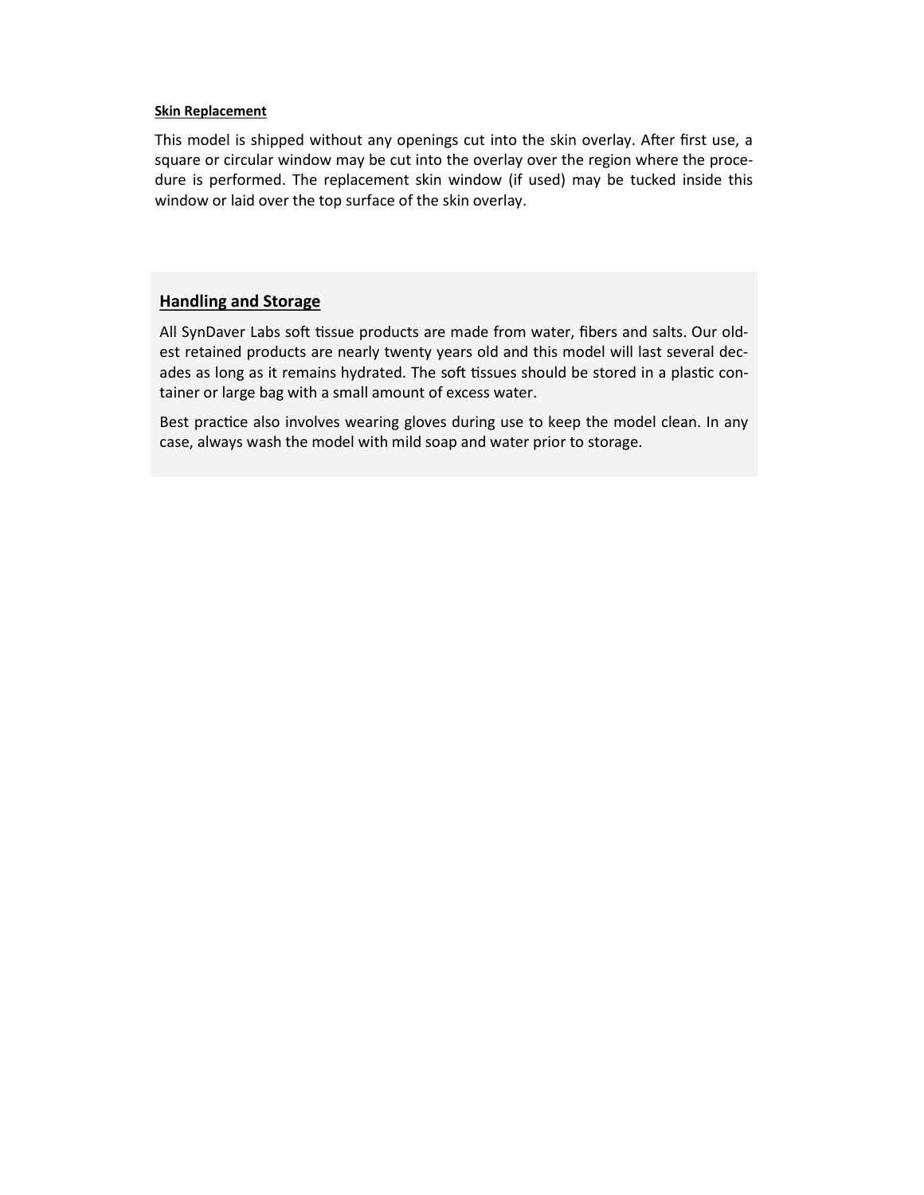**Skin Replacement**

This model is shipped without any openings cut into the skin overlay. After first use, a square or circular window may be cut into the overlay over the region where the procedure is performed. The replacement skin window (if used) may be tucked inside this window or laid over the top surface of the skin overlay.

## Handling and Storage

All SynDaver Labs soft tissue products are made from water, fibers and salts. Our oldest retained products are nearly twenty years old and this model will last several decades as long as it remains hydrated. The soft tissues should be stored in a plastic container or large bag with a small amount of excess water.

Best practice also involves wearing gloves during use to keep the model clean. In any case, always wash the model with mild soap and water prior to storage.